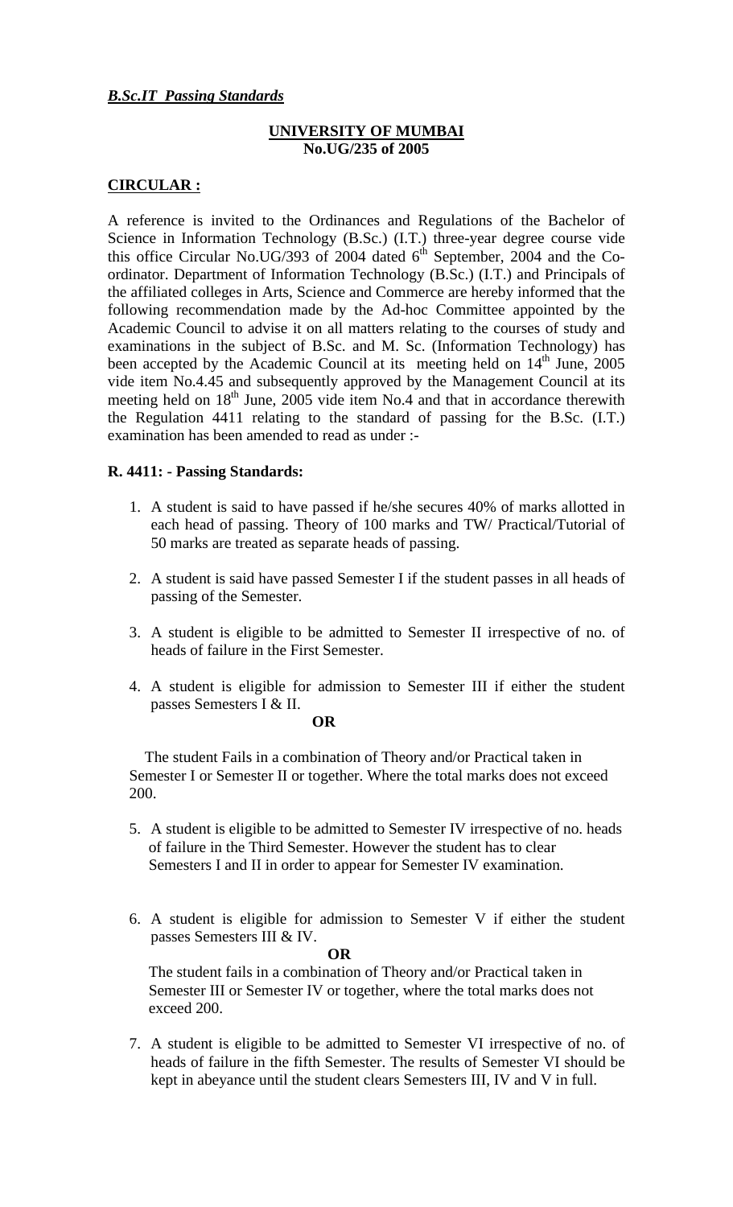***B.Sc.IT Passing Standards***

**UNIVERSITY OF MUMBAI**
**No.UG/235 of 2005**

**CIRCULAR :**

A reference is invited to the Ordinances and Regulations of the Bachelor of Science in Information Technology (B.Sc.) (I.T.) three-year degree course vide this office Circular No.UG/393 of 2004 dated 6th September, 2004 and the Co-ordinator. Department of Information Technology (B.Sc.) (I.T.) and Principals of the affiliated colleges in Arts, Science and Commerce are hereby informed that the following recommendation made by the Ad-hoc Committee appointed by the Academic Council to advise it on all matters relating to the courses of study and examinations in the subject of B.Sc. and M. Sc. (Information Technology) has been accepted by the Academic Council at its meeting held on 14th June, 2005 vide item No.4.45 and subsequently approved by the Management Council at its meeting held on 18th June, 2005 vide item No.4 and that in accordance therewith the Regulation 4411 relating to the standard of passing for the B.Sc. (I.T.) examination has been amended to read as under :-

**R. 4411: - Passing Standards:**

1. A student is said to have passed if he/she secures 40% of marks allotted in each head of passing. Theory of 100 marks and TW/ Practical/Tutorial of 50 marks are treated as separate heads of passing.

2. A student is said have passed Semester I if the student passes in all heads of passing of the Semester.

3. A student is eligible to be admitted to Semester II irrespective of no. of heads of failure in the First Semester.

4. A student is eligible for admission to Semester III if either the student passes Semesters I & II.

   **OR**

   The student Fails in a combination of Theory and/or Practical taken in Semester I or Semester II or together. Where the total marks does not exceed 200.

5. A student is eligible to be admitted to Semester IV irrespective of no. heads of failure in the Third Semester. However the student has to clear Semesters I and II in order to appear for Semester IV examination.

6. A student is eligible for admission to Semester V if either the student passes Semesters III & IV.

   **OR**

   The student fails in a combination of Theory and/or Practical taken in Semester III or Semester IV or together, where the total marks does not exceed 200.

7. A student is eligible to be admitted to Semester VI irrespective of no. of heads of failure in the fifth Semester. The results of Semester VI should be kept in abeyance until the student clears Semesters III, IV and V in full.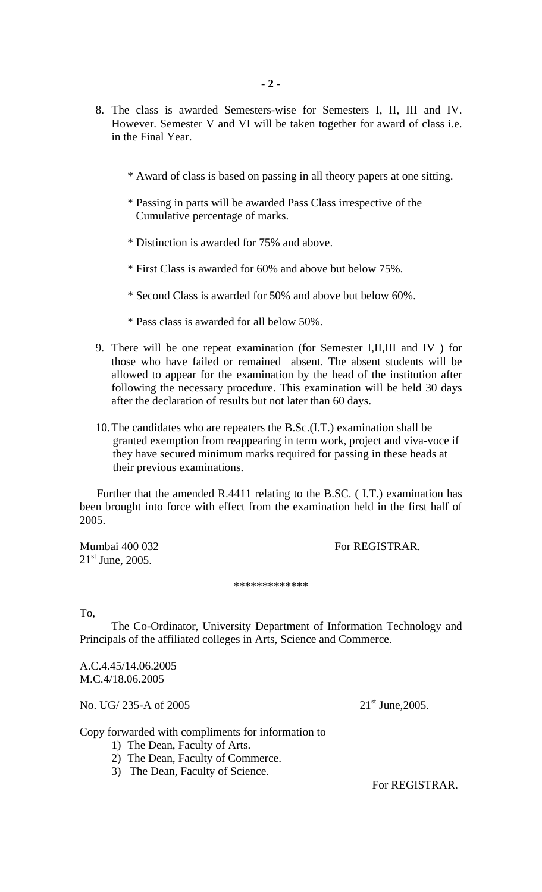8. The class is awarded Semesters-wise for Semesters I, II, III and IV. However. Semester V and VI will be taken together for award of class i.e. in the Final Year.

   * Award of class is based on passing in all theory papers at one sitting.

   * Passing in parts will be awarded Pass Class irrespective of the Cumulative percentage of marks.

   * Distinction is awarded for 75% and above.

   * First Class is awarded for 60% and above but below 75%.

   * Second Class is awarded for 50% and above but below 60%.

   * Pass class is awarded for all below 50%.

9. There will be one repeat examination (for Semester I,II,III and IV ) for those who have failed or remained absent. The absent students will be allowed to appear for the examination by the head of the institution after following the necessary procedure. This examination will be held 30 days after the declaration of results but not later than 60 days.

10. The candidates who are repeaters the B.Sc.(I.T.) examination shall be granted exemption from reappearing in term work, project and viva-voce if they have secured minimum marks required for passing in these heads at their previous examinations.

Further that the amended R.4411 relating to the B.SC. ( I.T.) examination has been brought into force with effect from the examination held in the first half of 2005.

Mumbai 400 032
21st June, 2005.

For REGISTRAR.

*************

To,

The Co-Ordinator, University Department of Information Technology and Principals of the affiliated colleges in Arts, Science and Commerce.

A.C.4.45/14.06.2005
M.C.4/18.06.2005

No. UG/ 235-A of 2005 21st June,2005.

Copy forwarded with compliments for information to

1) The Dean, Faculty of Arts.
2) The Dean, Faculty of Commerce.
3) The Dean, Faculty of Science.

For REGISTRAR.